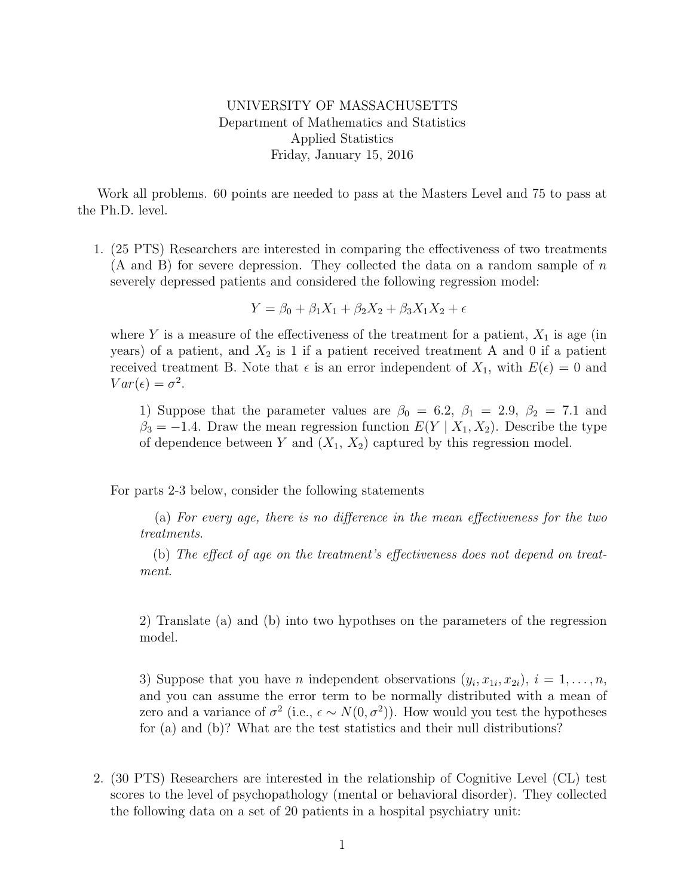UNIVERSITY OF MASSACHUSETTS
Department of Mathematics and Statistics
Applied Statistics
Friday, January 15, 2016

Work all problems. 60 points are needed to pass at the Masters Level and 75 to pass at the Ph.D. level.

1. (25 PTS) Researchers are interested in comparing the effectiveness of two treatments (A and B) for severe depression. They collected the data on a random sample of $n$ severely depressed patients and considered the following regression model:

$$Y = \beta_0 + \beta_1 X_1 + \beta_2 X_2 + \beta_3 X_1 X_2 + \epsilon$$

where $Y$ is a measure of the effectiveness of the treatment for a patient, $X_1$ is age (in years) of a patient, and $X_2$ is 1 if a patient received treatment A and 0 if a patient received treatment B. Note that $\epsilon$ is an error independent of $X_1$, with $E(\epsilon) = 0$ and $Var(\epsilon) = \sigma^2$.

1) Suppose that the parameter values are $\beta_0 = 6.2$, $\beta_1 = 2.9$, $\beta_2 = 7.1$ and $\beta_3 = -1.4$. Draw the mean regression function $E(Y \mid X_1, X_2)$. Describe the type of dependence between $Y$ and $(X_1, X_2)$ captured by this regression model.

For parts 2-3 below, consider the following statements

(a) *For every age, there is no difference in the mean effectiveness for the two treatments.*

(b) *The effect of age on the treatment's effectiveness does not depend on treatment.*

2) Translate (a) and (b) into two hypothses on the parameters of the regression model.

3) Suppose that you have $n$ independent observations $(y_i, x_{1i}, x_{2i})$, $i = 1, \ldots, n$, and you can assume the error term to be normally distributed with a mean of zero and a variance of $\sigma^2$ (i.e., $\epsilon \sim N(0, \sigma^2)$). How would you test the hypotheses for (a) and (b)? What are the test statistics and their null distributions?

2. (30 PTS) Researchers are interested in the relationship of Cognitive Level (CL) test scores to the level of psychopathology (mental or behavioral disorder). They collected the following data on a set of 20 patients in a hospital psychiatry unit: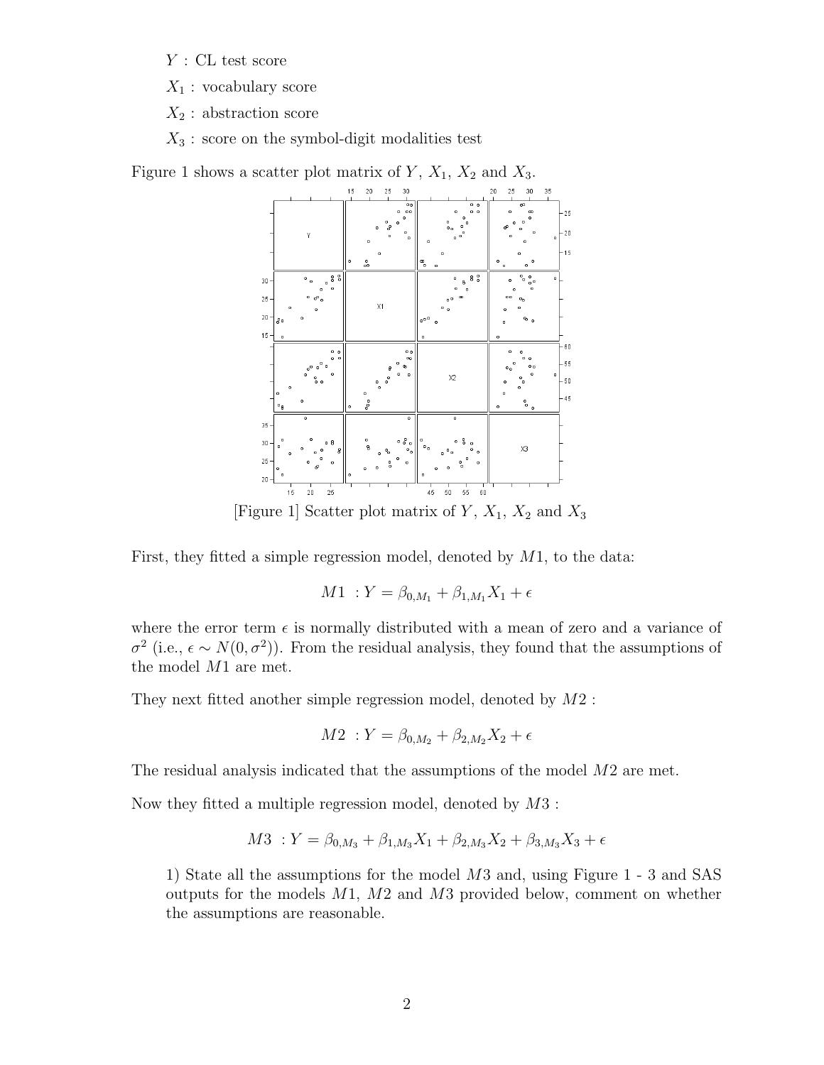$Y$ : CL test score

$X_1$ : vocabulary score

$X_2$ : abstraction score

$X_3$ : score on the symbol-digit modalities test

Figure 1 shows a scatter plot matrix of $Y$, $X_1$, $X_2$ and $X_3$.

[Figure 1] Scatter plot matrix of $Y$, $X_1$, $X_2$ and $X_3$

First, they fitted a simple regression model, denoted by $M1$, to the data:

$$M1 \ : Y = \beta_{0,M_1} + \beta_{1,M_1} X_1 + \epsilon$$

where the error term $\epsilon$ is normally distributed with a mean of zero and a variance of $\sigma^2$ (i.e., $\epsilon \sim N(0, \sigma^2)$). From the residual analysis, they found that the assumptions of the model $M1$ are met.

They next fitted another simple regression model, denoted by $M2$ :

$$M2 \ : Y = \beta_{0,M_2} + \beta_{2,M_2} X_2 + \epsilon$$

The residual analysis indicated that the assumptions of the model $M2$ are met.

Now they fitted a multiple regression model, denoted by $M3$ :

$$M3 \ : Y = \beta_{0,M_3} + \beta_{1,M_3} X_1 + \beta_{2,M_3} X_2 + \beta_{3,M_3} X_3 + \epsilon$$

1) State all the assumptions for the model $M3$ and, using Figure 1 - 3 and SAS outputs for the models $M1$, $M2$ and $M3$ provided below, comment on whether the assumptions are reasonable.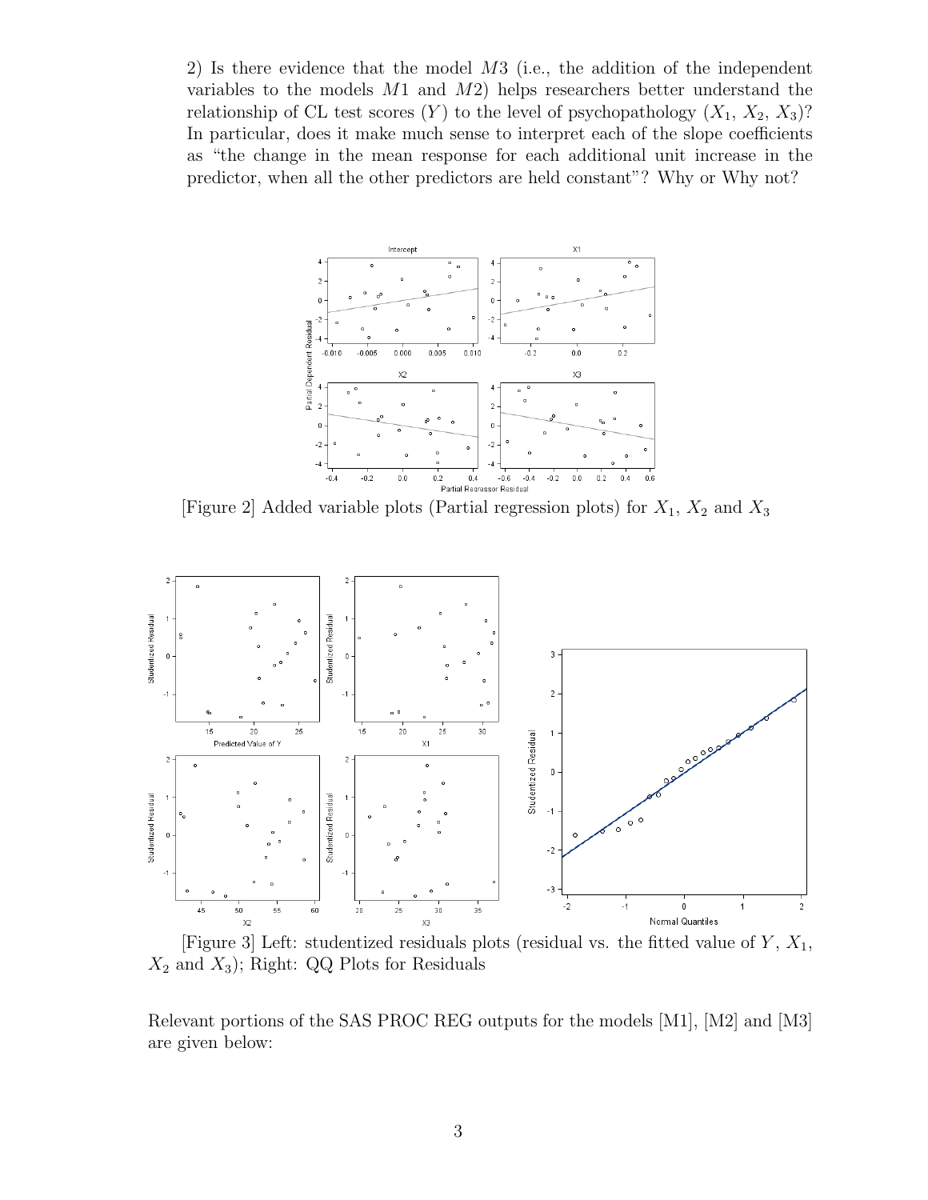2) Is there evidence that the model $M3$ (i.e., the addition of the independent variables to the models $M1$ and $M2$) helps researchers better understand the relationship of CL test scores ($Y$) to the level of psychopathology ($X_1$, $X_2$, $X_3$)? In particular, does it make much sense to interpret each of the slope coefficients as "the change in the mean response for each additional unit increase in the predictor, when all the other predictors are held constant"? Why or Why not?

[Figure 2] Added variable plots (Partial regression plots) for $X_1$, $X_2$ and $X_3$

[Figure 3] Left: studentized residuals plots (residual vs. the fitted value of $Y$, $X_1$, $X_2$ and $X_3$); Right: QQ Plots for Residuals

Relevant portions of the SAS PROC REG outputs for the models [M1], [M2] and [M3] are given below: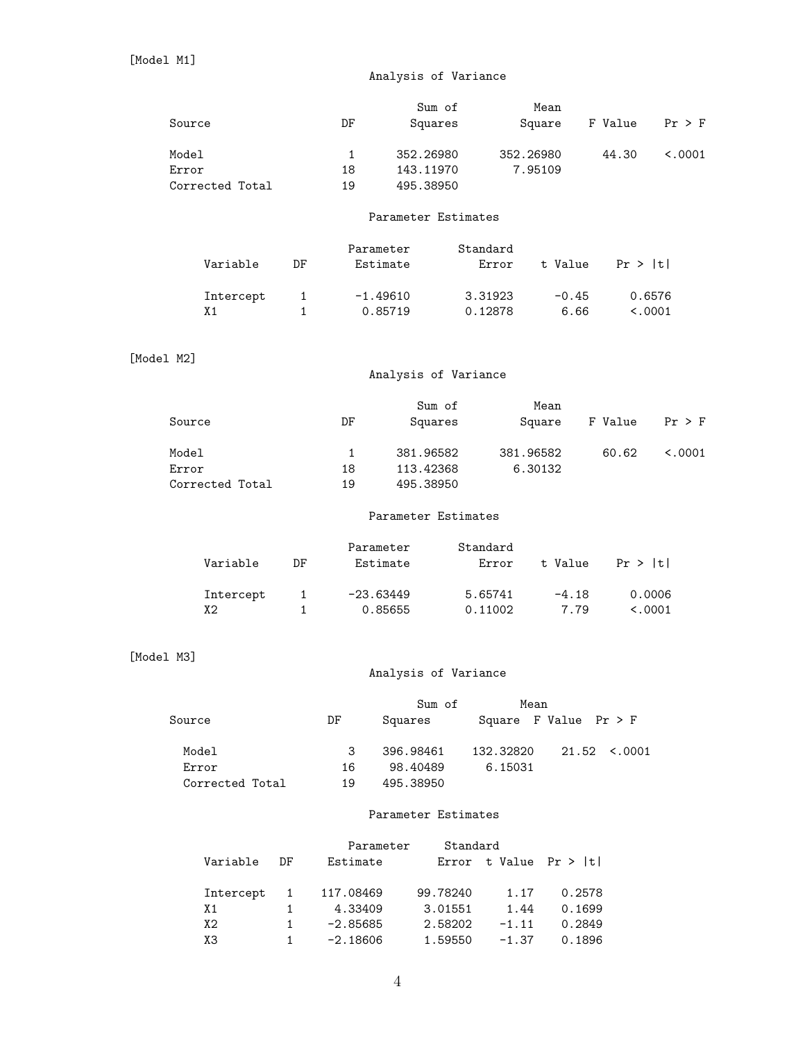[Model M1]

### Analysis of Variance

| Source | DF | Sum of Squares | Mean Square | F Value | Pr > F |
|---|---|---|---|---|---|
| Model | 1 | 352.26980 | 352.26980 | 44.30 | <.0001 |
| Error | 18 | 143.11970 | 7.95109 | | |
| Corrected Total | 19 | 495.38950 | | | |

### Parameter Estimates

| Variable | DF | Parameter Estimate | Standard Error | t Value | Pr > \|t\| |
|---|---|---|---|---|---|
| Intercept | 1 | -1.49610 | 3.31923 | -0.45 | 0.6576 |
| X1 | 1 | 0.85719 | 0.12878 | 6.66 | <.0001 |

[Model M2]

### Analysis of Variance

| Source | DF | Sum of Squares | Mean Square | F Value | Pr > F |
|---|---|---|---|---|---|
| Model | 1 | 381.96582 | 381.96582 | 60.62 | <.0001 |
| Error | 18 | 113.42368 | 6.30132 | | |
| Corrected Total | 19 | 495.38950 | | | |

### Parameter Estimates

| Variable | DF | Parameter Estimate | Standard Error | t Value | Pr > \|t\| |
|---|---|---|---|---|---|
| Intercept | 1 | -23.63449 | 5.65741 | -4.18 | 0.0006 |
| X2 | 1 | 0.85655 | 0.11002 | 7.79 | <.0001 |

[Model M3]

### Analysis of Variance

| Source | DF | Sum of Squares | Mean Square | F Value | Pr > F |
|---|---|---|---|---|---|
| Model | 3 | 396.98461 | 132.32820 | 21.52 | <.0001 |
| Error | 16 | 98.40489 | 6.15031 | | |
| Corrected Total | 19 | 495.38950 | | | |

### Parameter Estimates

| Variable | DF | Parameter Estimate | Standard Error | t Value | Pr > \|t\| |
|---|---|---|---|---|---|
| Intercept | 1 | 117.08469 | 99.78240 | 1.17 | 0.2578 |
| X1 | 1 | 4.33409 | 3.01551 | 1.44 | 0.1699 |
| X2 | 1 | -2.85685 | 2.58202 | -1.11 | 0.2849 |
| X3 | 1 | -2.18606 | 1.59550 | -1.37 | 0.1896 |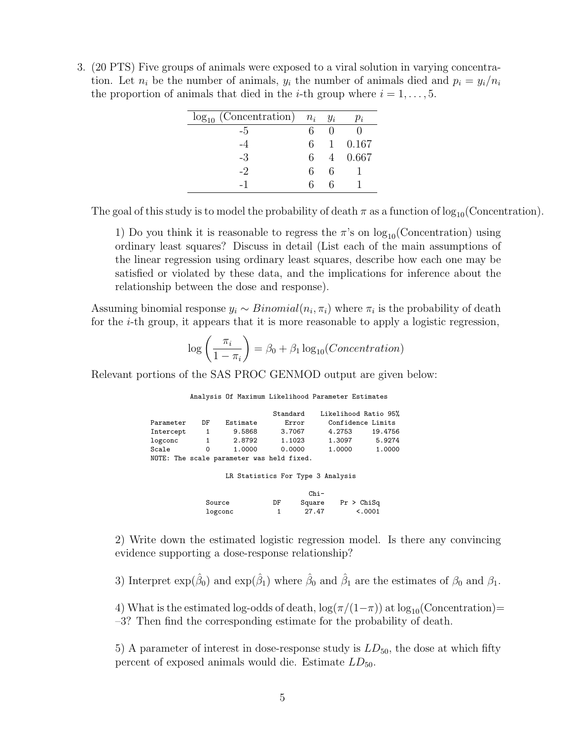3. (20 PTS) Five groups of animals were exposed to a viral solution in varying concentration. Let $n_i$ be the number of animals, $y_i$ the number of animals died and $p_i = y_i/n_i$ the proportion of animals that died in the $i$-th group where $i = 1, \ldots, 5$.

| $\log_{10}$ (Concentration) | $n_i$ | $y_i$ | $p_i$ |
|---|---|---|---|
| -5 | 6 | 0 | 0 |
| -4 | 6 | 1 | 0.167 |
| -3 | 6 | 4 | 0.667 |
| -2 | 6 | 6 | 1 |
| -1 | 6 | 6 | 1 |

The goal of this study is to model the probability of death $\pi$ as a function of $\log_{10}$(Concentration).

1) Do you think it is reasonable to regress the $\pi$'s on $\log_{10}$(Concentration) using ordinary least squares? Discuss in detail (List each of the main assumptions of the linear regression using ordinary least squares, describe how each one may be satisfied or violated by these data, and the implications for inference about the relationship between the dose and response).

Assuming binomial response $y_i \sim Binomial(n_i, \pi_i)$ where $\pi_i$ is the probability of death for the $i$-th group, it appears that it is more reasonable to apply a logistic regression,

$$\log\left(\frac{\pi_i}{1-\pi_i}\right) = \beta_0 + \beta_1 \log_{10}(Concentration)$$

Relevant portions of the SAS PROC GENMOD output are given below:

```
                 Analysis Of Maximum Likelihood Parameter Estimates

                                   Standard    Likelihood Ratio 95%
Parameter    DF     Estimate        Error        Confidence Limits
Intercept     1       9.5868       3.7067       4.2753     19.4756
logconc       1       2.8792       1.1023       1.3097      5.9274
Scale         0       1.0000       0.0000       1.0000      1.0000
NOTE: The scale parameter was held fixed.

                      LR Statistics For Type 3 Analysis

                                        Chi-
                 Source          DF    Square    Pr > ChiSq
                 logconc          1     27.47        <.0001
```

2) Write down the estimated logistic regression model. Is there any convincing evidence supporting a dose-response relationship?

3) Interpret $\exp(\hat{\beta}_0)$ and $\exp(\hat{\beta}_1)$ where $\hat{\beta}_0$ and $\hat{\beta}_1$ are the estimates of $\beta_0$ and $\beta_1$.

4) What is the estimated log-odds of death, $\log(\pi/(1-\pi))$ at $\log_{10}$(Concentration)= –3? Then find the corresponding estimate for the probability of death.

5) A parameter of interest in dose-response study is $LD_{50}$, the dose at which fifty percent of exposed animals would die. Estimate $LD_{50}$.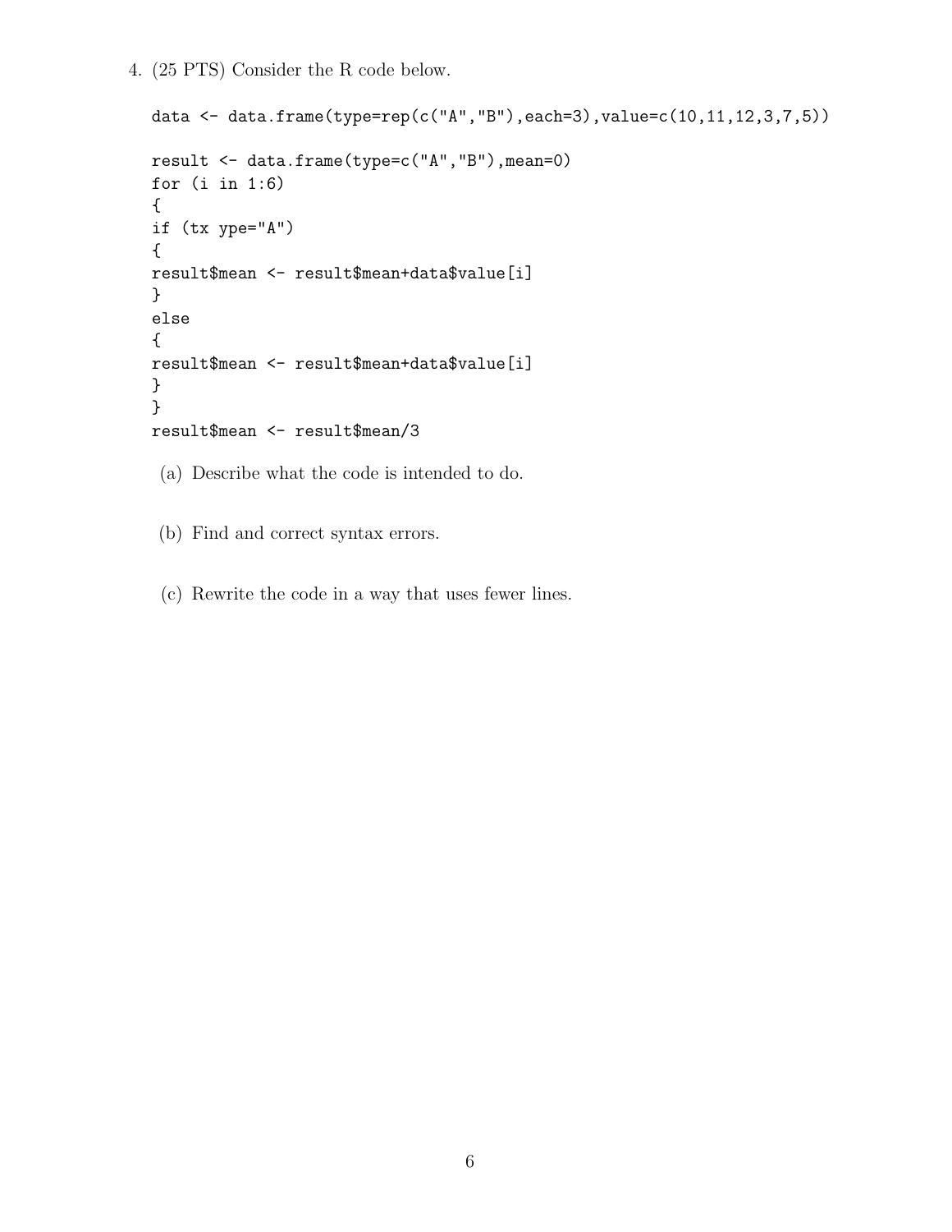4. (25 PTS) Consider the R code below.

```
data <- data.frame(type=rep(c("A","B"),each=3),value=c(10,11,12,3,7,5))

result <- data.frame(type=c("A","B"),mean=0)
for (i in 1:6)
{
if (tx ype="A")
{
result$mean <- result$mean+data$value[i]
}
else
{
result$mean <- result$mean+data$value[i]
}
}
result$mean <- result$mean/3
```

(a) Describe what the code is intended to do.

(b) Find and correct syntax errors.

(c) Rewrite the code in a way that uses fewer lines.